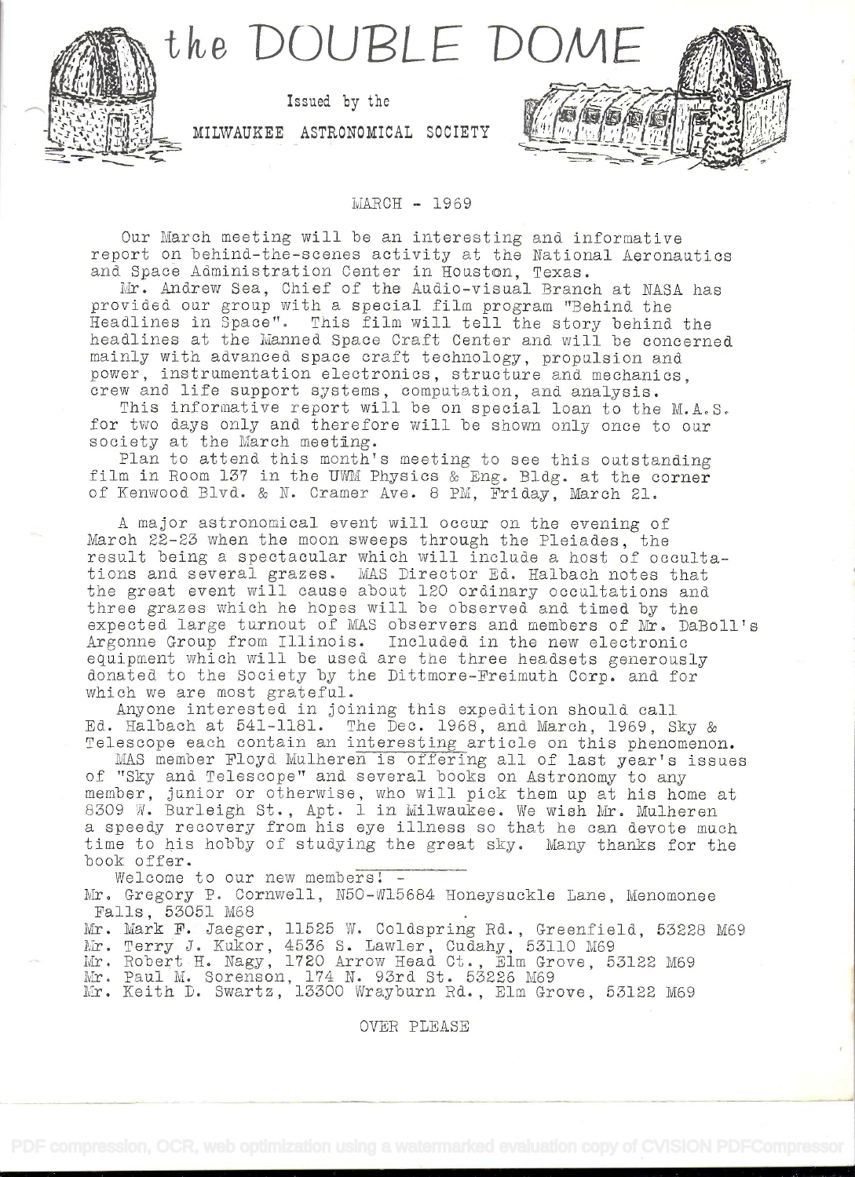# the DOUBLE DOME

Issued by the

MILWAUKEE ASTRONOMICAL SOCIETY

MARCH - 1969

Our March meeting will be an interesting and informative report on behind-the-scenes activity at the National Aeronautics and Space Administration Center in Houston, Texas.

Mr. Andrew Sea, Chief of the Audio-visual Branch at NASA has provided our group with a special film program "Behind the Headlines in Space". This film will tell the story behind the headlines at the Manned Space Craft Center and will be concerned mainly with advanced space craft technology, propulsion and power, instrumentation electronics, structure and mechanics, crew and life support systems, computation, and analysis.

This informative report will be on special loan to the M.A.S. for two days only and therefore will be shown only once to our society at the March meeting.

Plan to attend this month's meeting to see this outstanding film in Room 137 in the UWM Physics & Eng. Bldg. at the corner of Kenwood Blvd. & N. Cramer Ave. 8 PM, Friday, March 21.

A major astronomical event will occur on the evening of March 22-23 when the moon sweeps through the Pleiades, the result being a spectacular which will include a host of occultations and several grazes. MAS Director Ed. Halbach notes that the great event will cause about 120 ordinary occultations and three grazes which he hopes will be observed and timed by the expected large turnout of MAS observers and members of Mr. DaBoll's Argonne Group from Illinois. Included in the new electronic equipment which will be used are the three headsets generously donated to the Society by the Dittmore-Freimuth Corp. and for which we are most grateful.

Anyone interested in joining this expedition should call Ed. Halbach at 541-1181. The Dec. 1968, and March, 1969, Sky & Telescope each contain an interesting article on this phenomenon.

MAS member Floyd Mulheren is offering all of last year's issues of "Sky and Telescope" and several books on Astronomy to any member, junior or otherwise, who will pick them up at his home at 8309 W. Burleigh St., Apt. 1 in Milwaukee. We wish Mr. Mulheren a speedy recovery from his eye illness so that he can devote much time to his hobby of studying the great sky. Many thanks for the book offer.

Welcome to our new members! -

Mr. Gregory P. Cornwell, N50-W15684 Honeysuckle Lane, Menomonee Falls, 53051 M68
Mr. Mark F. Jaeger, 11525 W. Coldspring Rd., Greenfield, 53228 M69
Mr. Terry J. Kukor, 4536 S. Lawler, Cudahy, 53110 M69
Mr. Robert H. Nagy, 1720 Arrow Head Ct., Elm Grove, 53122 M69
Mr. Paul M. Sorenson, 174 N. 93rd St. 53226 M69
Mr. Keith D. Swartz, 13300 Wrayburn Rd., Elm Grove, 53122 M69

OVER PLEASE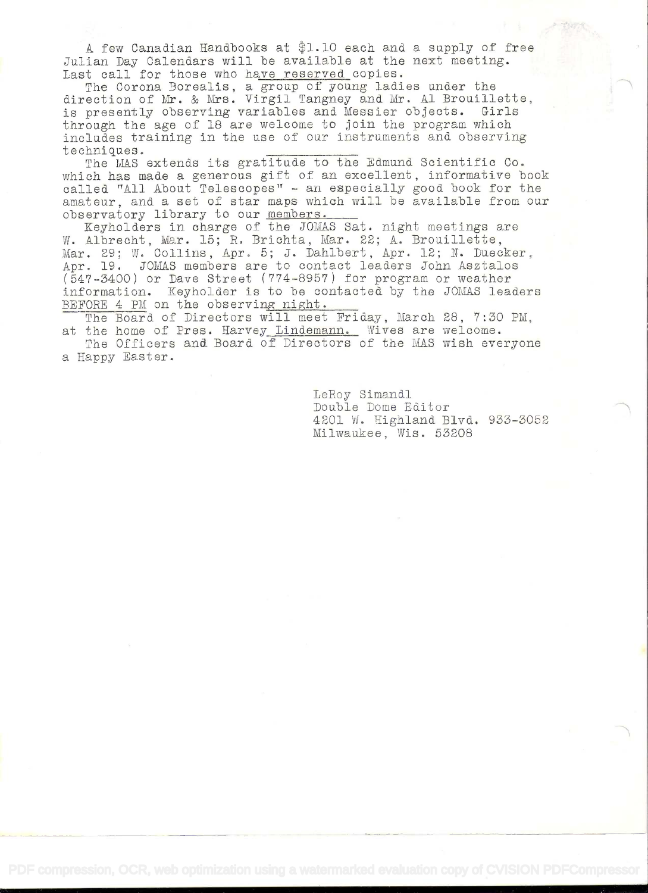A few Canadian Handbooks at $1.10 each and a supply of free Julian Day Calendars will be available at the next meeting. Last call for those who have reserved copies.

The Corona Borealis, a group of young ladies under the direction of Mr. & Mrs. Virgil Tangney and Mr. Al Brouillette, is presently observing variables and Messier objects. Girls through the age of 18 are welcome to join the program which includes training in the use of our instruments and observing techniques.

The MAS extends its gratitude to the Edmund Scientific Co. which has made a generous gift of an excellent, informative book called "All About Telescopes" - an especially good book for the amateur, and a set of star maps which will be available from our observatory library to our members.

Keyholders in charge of the JOMAS Sat. night meetings are W. Albrecht, Mar. 15; R. Brichta, Mar. 22; A. Brouillette, Mar. 29; W. Collins, Apr. 5; J. Dahlbert, Apr. 12; N. Duecker, Apr. 19. JOMAS members are to contact leaders John Asztalos (547-3400) or Dave Street (774-8957) for program or weather information. Keyholder is to be contacted by the JOMAS leaders BEFORE 4 PM on the observing night.

The Board of Directors will meet Friday, March 28, 7:30 PM, at the home of Pres. Harvey Lindemann. Wives are welcome.

The Officers and Board of Directors of the MAS wish everyone a Happy Easter.

LeRoy Simandl
Double Dome Editor
4201 W. Highland Blvd. 933-3052
Milwaukee, Wis. 53208